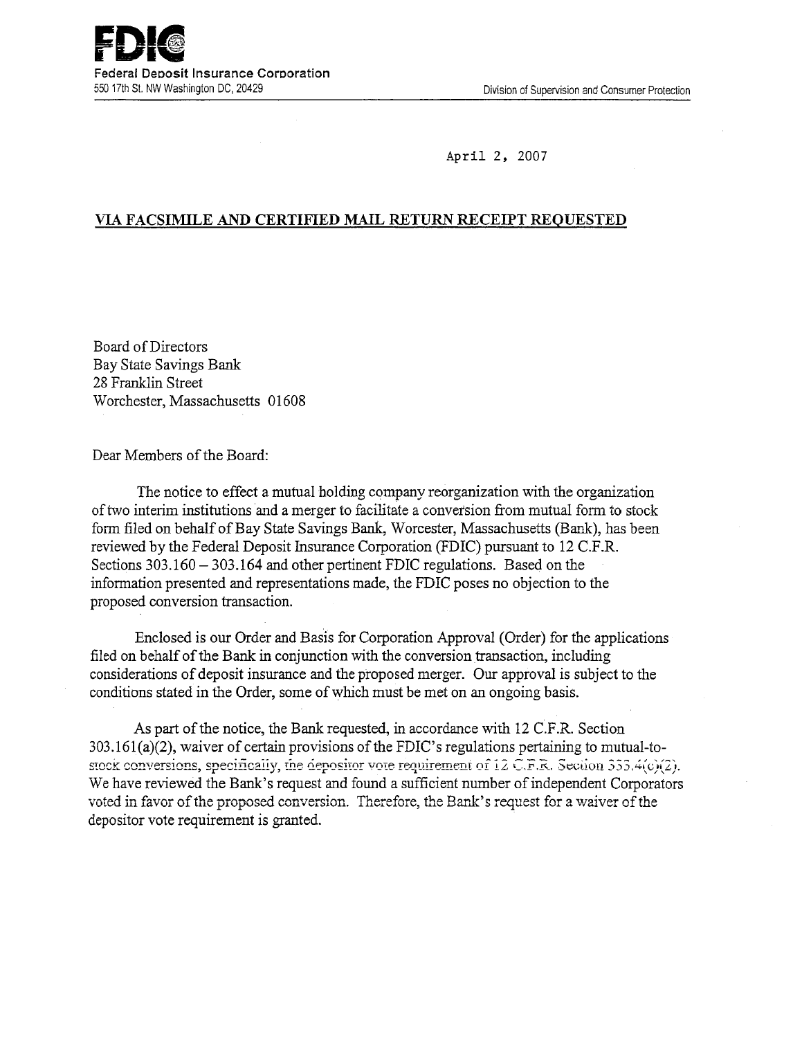**FDIC**

Federal Deposit Insurance Corporation
550 17th St. NW Washington DC, 20429

Division of Supervision and Consumer Protection

April 2, 2007

**VIA FACSIMILE AND CERTIFIED MAIL RETURN RECEIPT REQUESTED**

Board of Directors
Bay State Savings Bank
28 Franklin Street
Worchester, Massachusetts 01608

Dear Members of the Board:

The notice to effect a mutual holding company reorganization with the organization of two interim institutions and a merger to facilitate a conversion from mutual form to stock form filed on behalf of Bay State Savings Bank, Worcester, Massachusetts (Bank), has been reviewed by the Federal Deposit Insurance Corporation (FDIC) pursuant to 12 C.F.R. Sections 303.160 – 303.164 and other pertinent FDIC regulations. Based on the information presented and representations made, the FDIC poses no objection to the proposed conversion transaction.

Enclosed is our Order and Basis for Corporation Approval (Order) for the applications filed on behalf of the Bank in conjunction with the conversion transaction, including considerations of deposit insurance and the proposed merger. Our approval is subject to the conditions stated in the Order, some of which must be met on an ongoing basis.

As part of the notice, the Bank requested, in accordance with 12 C.F.R. Section 303.161(a)(2), waiver of certain provisions of the FDIC's regulations pertaining to mutual-to-stock conversions, specifically, the depositor vote requirement of 12 C.F.R. Section 333.4(c)(2). We have reviewed the Bank's request and found a sufficient number of independent Corporators voted in favor of the proposed conversion. Therefore, the Bank's request for a waiver of the depositor vote requirement is granted.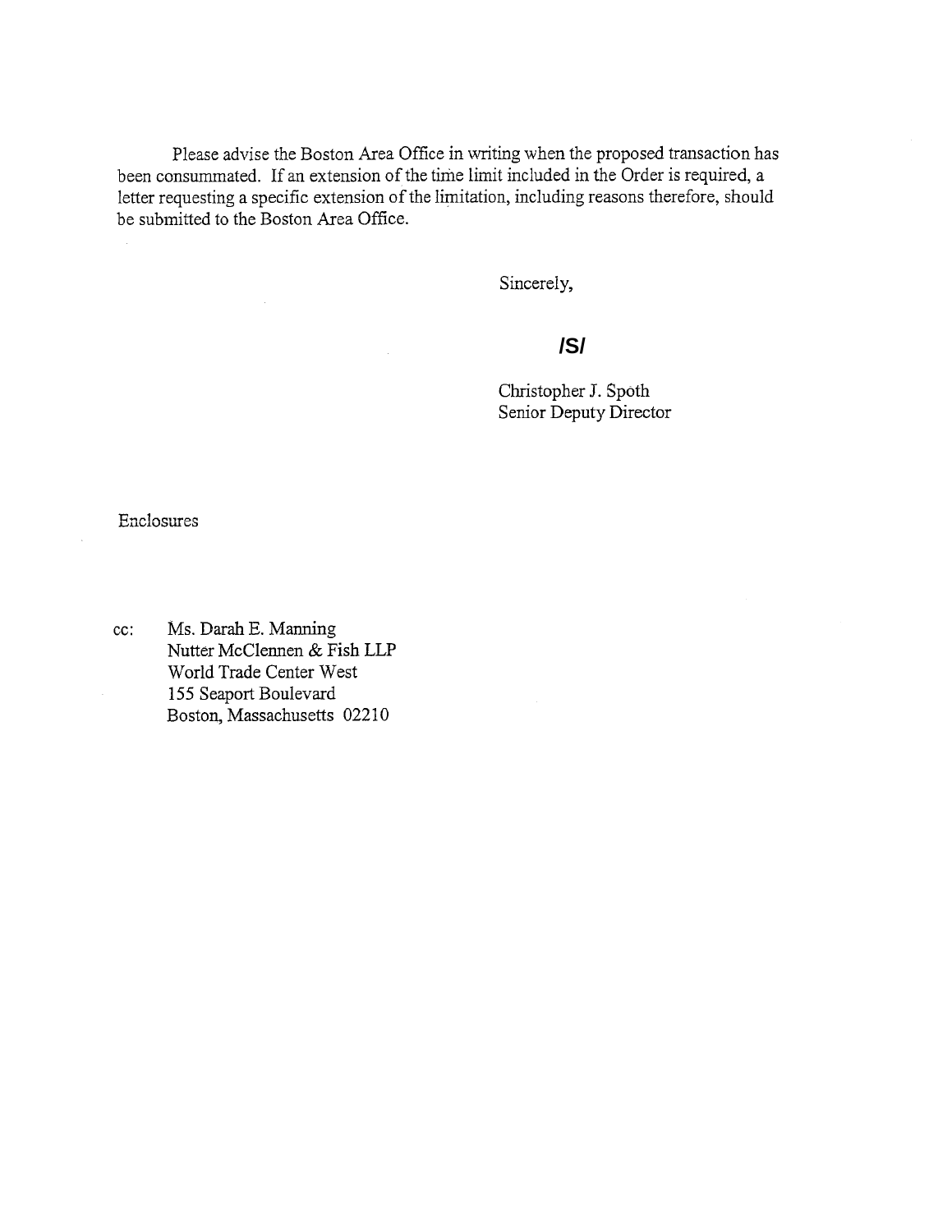Please advise the Boston Area Office in writing when the proposed transaction has been consummated. If an extension of the time limit included in the Order is required, a letter requesting a specific extension of the limitation, including reasons therefore, should be submitted to the Boston Area Office.

Sincerely,

**/S/**

Christopher J. Spoth
Senior Deputy Director

Enclosures

cc: Ms. Darah E. Manning
Nutter McClennen & Fish LLP
World Trade Center West
155 Seaport Boulevard
Boston, Massachusetts 02210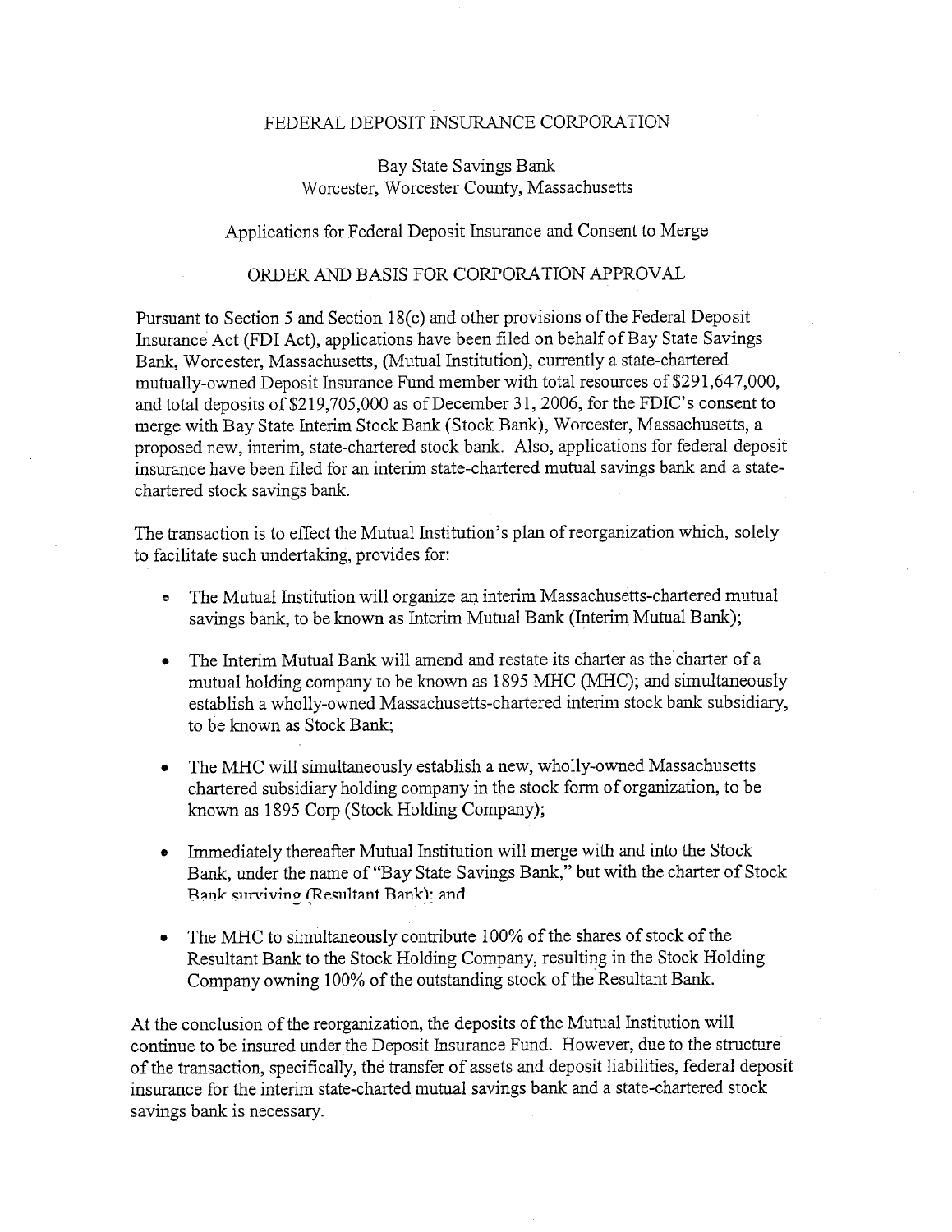FEDERAL DEPOSIT INSURANCE CORPORATION

Bay State Savings Bank
Worcester, Worcester County, Massachusetts

Applications for Federal Deposit Insurance and Consent to Merge

ORDER AND BASIS FOR CORPORATION APPROVAL

Pursuant to Section 5 and Section 18(c) and other provisions of the Federal Deposit Insurance Act (FDI Act), applications have been filed on behalf of Bay State Savings Bank, Worcester, Massachusetts, (Mutual Institution), currently a state-chartered mutually-owned Deposit Insurance Fund member with total resources of $291,647,000, and total deposits of $219,705,000 as of December 31, 2006, for the FDIC's consent to merge with Bay State Interim Stock Bank (Stock Bank), Worcester, Massachusetts, a proposed new, interim, state-chartered stock bank. Also, applications for federal deposit insurance have been filed for an interim state-chartered mutual savings bank and a state-chartered stock savings bank.

The transaction is to effect the Mutual Institution's plan of reorganization which, solely to facilitate such undertaking, provides for:

- The Mutual Institution will organize an interim Massachusetts-chartered mutual savings bank, to be known as Interim Mutual Bank (Interim Mutual Bank);
- The Interim Mutual Bank will amend and restate its charter as the charter of a mutual holding company to be known as 1895 MHC (MHC); and simultaneously establish a wholly-owned Massachusetts-chartered interim stock bank subsidiary, to be known as Stock Bank;
- The MHC will simultaneously establish a new, wholly-owned Massachusetts chartered subsidiary holding company in the stock form of organization, to be known as 1895 Corp (Stock Holding Company);
- Immediately thereafter Mutual Institution will merge with and into the Stock Bank, under the name of "Bay State Savings Bank," but with the charter of Stock Bank surviving (Resultant Bank); and
- The MHC to simultaneously contribute 100% of the shares of stock of the Resultant Bank to the Stock Holding Company, resulting in the Stock Holding Company owning 100% of the outstanding stock of the Resultant Bank.

At the conclusion of the reorganization, the deposits of the Mutual Institution will continue to be insured under the Deposit Insurance Fund. However, due to the structure of the transaction, specifically, the transfer of assets and deposit liabilities, federal deposit insurance for the interim state-charted mutual savings bank and a state-chartered stock savings bank is necessary.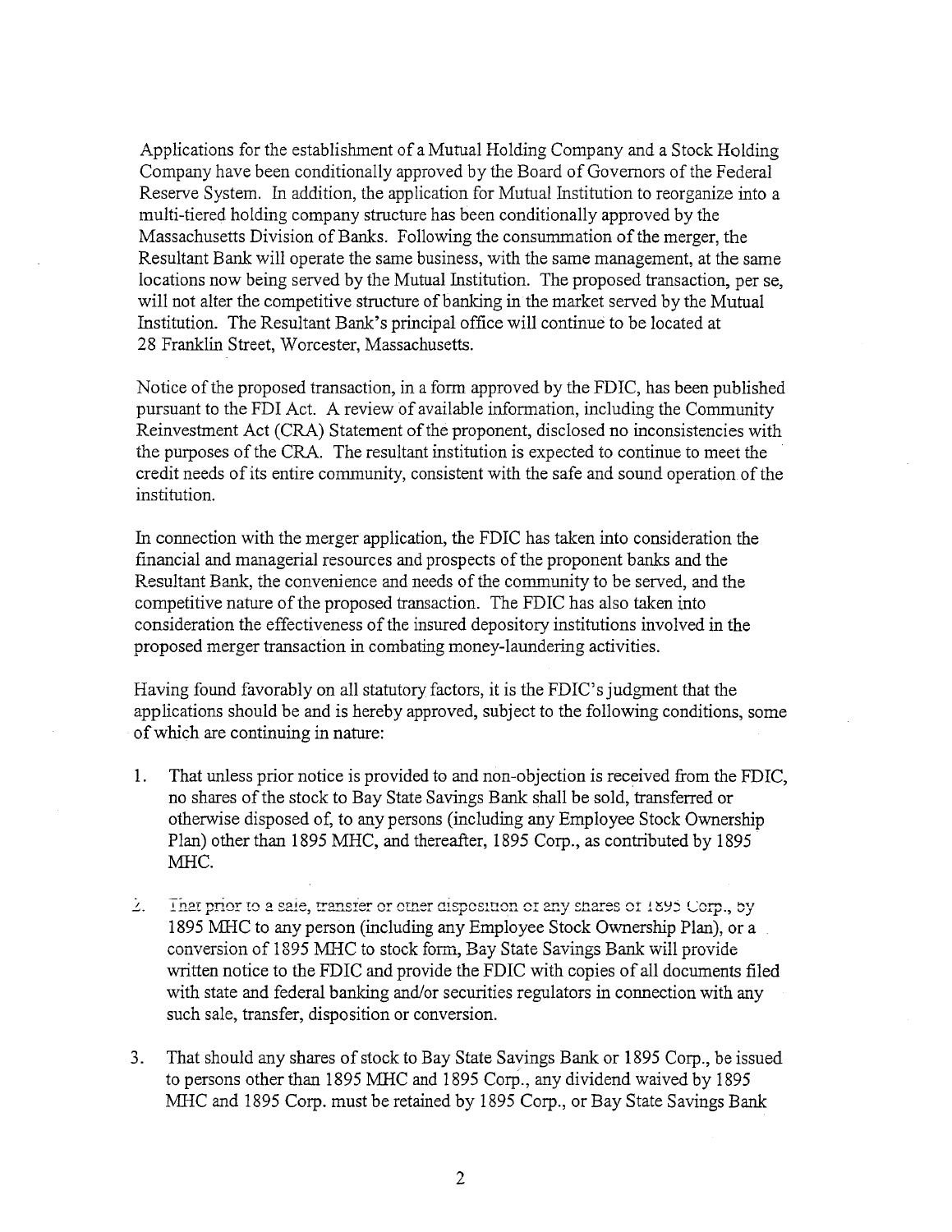Applications for the establishment of a Mutual Holding Company and a Stock Holding Company have been conditionally approved by the Board of Governors of the Federal Reserve System. In addition, the application for Mutual Institution to reorganize into a multi-tiered holding company structure has been conditionally approved by the Massachusetts Division of Banks. Following the consummation of the merger, the Resultant Bank will operate the same business, with the same management, at the same locations now being served by the Mutual Institution. The proposed transaction, per se, will not alter the competitive structure of banking in the market served by the Mutual Institution. The Resultant Bank's principal office will continue to be located at 28 Franklin Street, Worcester, Massachusetts.

Notice of the proposed transaction, in a form approved by the FDIC, has been published pursuant to the FDI Act. A review of available information, including the Community Reinvestment Act (CRA) Statement of the proponent, disclosed no inconsistencies with the purposes of the CRA. The resultant institution is expected to continue to meet the credit needs of its entire community, consistent with the safe and sound operation of the institution.

In connection with the merger application, the FDIC has taken into consideration the financial and managerial resources and prospects of the proponent banks and the Resultant Bank, the convenience and needs of the community to be served, and the competitive nature of the proposed transaction. The FDIC has also taken into consideration the effectiveness of the insured depository institutions involved in the proposed merger transaction in combating money-laundering activities.

Having found favorably on all statutory factors, it is the FDIC's judgment that the applications should be and is hereby approved, subject to the following conditions, some of which are continuing in nature:

1. That unless prior notice is provided to and non-objection is received from the FDIC, no shares of the stock to Bay State Savings Bank shall be sold, transferred or otherwise disposed of, to any persons (including any Employee Stock Ownership Plan) other than 1895 MHC, and thereafter, 1895 Corp., as contributed by 1895 MHC.

2. That prior to a sale, transfer or other disposition of any shares of 1895 Corp., by 1895 MHC to any person (including any Employee Stock Ownership Plan), or a conversion of 1895 MHC to stock form, Bay State Savings Bank will provide written notice to the FDIC and provide the FDIC with copies of all documents filed with state and federal banking and/or securities regulators in connection with any such sale, transfer, disposition or conversion.

3. That should any shares of stock to Bay State Savings Bank or 1895 Corp., be issued to persons other than 1895 MHC and 1895 Corp., any dividend waived by 1895 MHC and 1895 Corp. must be retained by 1895 Corp., or Bay State Savings Bank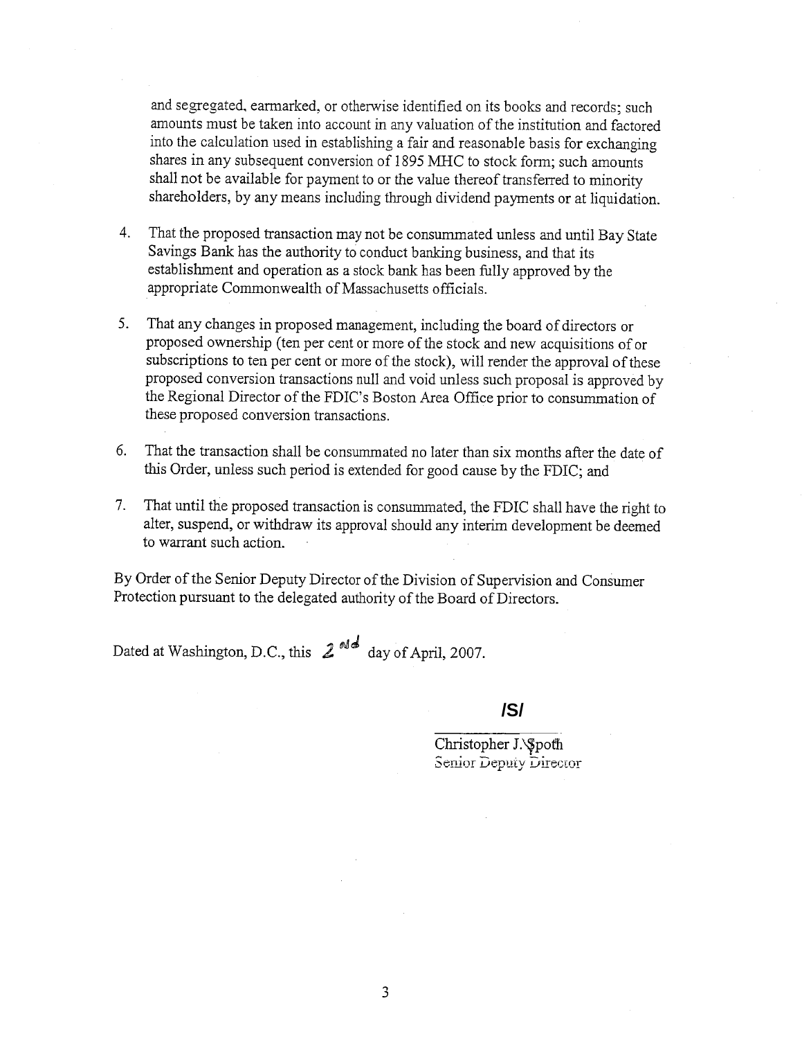and segregated, earmarked, or otherwise identified on its books and records; such amounts must be taken into account in any valuation of the institution and factored into the calculation used in establishing a fair and reasonable basis for exchanging shares in any subsequent conversion of 1895 MHC to stock form; such amounts shall not be available for payment to or the value thereof transferred to minority shareholders, by any means including through dividend payments or at liquidation.

4. That the proposed transaction may not be consummated unless and until Bay State Savings Bank has the authority to conduct banking business, and that its establishment and operation as a stock bank has been fully approved by the appropriate Commonwealth of Massachusetts officials.

5. That any changes in proposed management, including the board of directors or proposed ownership (ten per cent or more of the stock and new acquisitions of or subscriptions to ten per cent or more of the stock), will render the approval of these proposed conversion transactions null and void unless such proposal is approved by the Regional Director of the FDIC's Boston Area Office prior to consummation of these proposed conversion transactions.

6. That the transaction shall be consummated no later than six months after the date of this Order, unless such period is extended for good cause by the FDIC; and

7. That until the proposed transaction is consummated, the FDIC shall have the right to alter, suspend, or withdraw its approval should any interim development be deemed to warrant such action.

By Order of the Senior Deputy Director of the Division of Supervision and Consumer Protection pursuant to the delegated authority of the Board of Directors.

Dated at Washington, D.C., this 2nd day of April, 2007.

/S/

Christopher J. Spoth
Senior Deputy Director